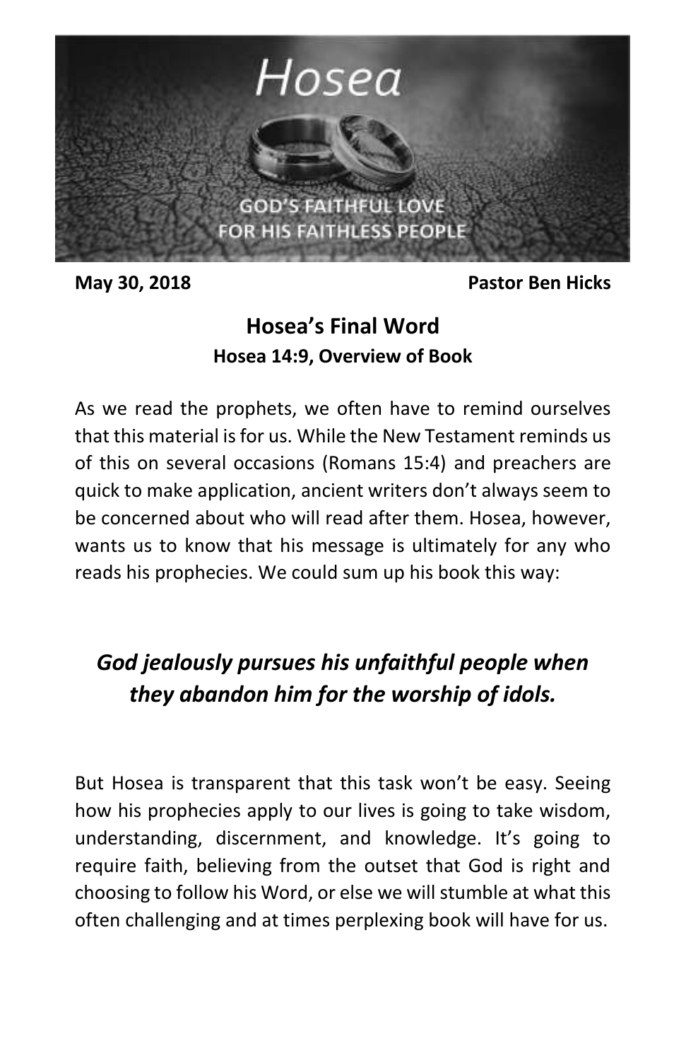May 30, 2018 **Pastor Ben Hicks**

## Hosea's Final Word

**Hosea 14:9, Overview of Book**

As we read the prophets, we often have to remind ourselves that this material is for us. While the New Testament reminds us of this on several occasions (Romans 15:4) and preachers are quick to make application, ancient writers don't always seem to be concerned about who will read after them. Hosea, however, wants us to know that his message is ultimately for any who reads his prophecies. We could sum up his book this way:

***God jealously pursues his unfaithful people when they abandon him for the worship of idols.***

But Hosea is transparent that this task won't be easy. Seeing how his prophecies apply to our lives is going to take wisdom, understanding, discernment, and knowledge. It's going to require faith, believing from the outset that God is right and choosing to follow his Word, or else we will stumble at what this often challenging and at times perplexing book will have for us.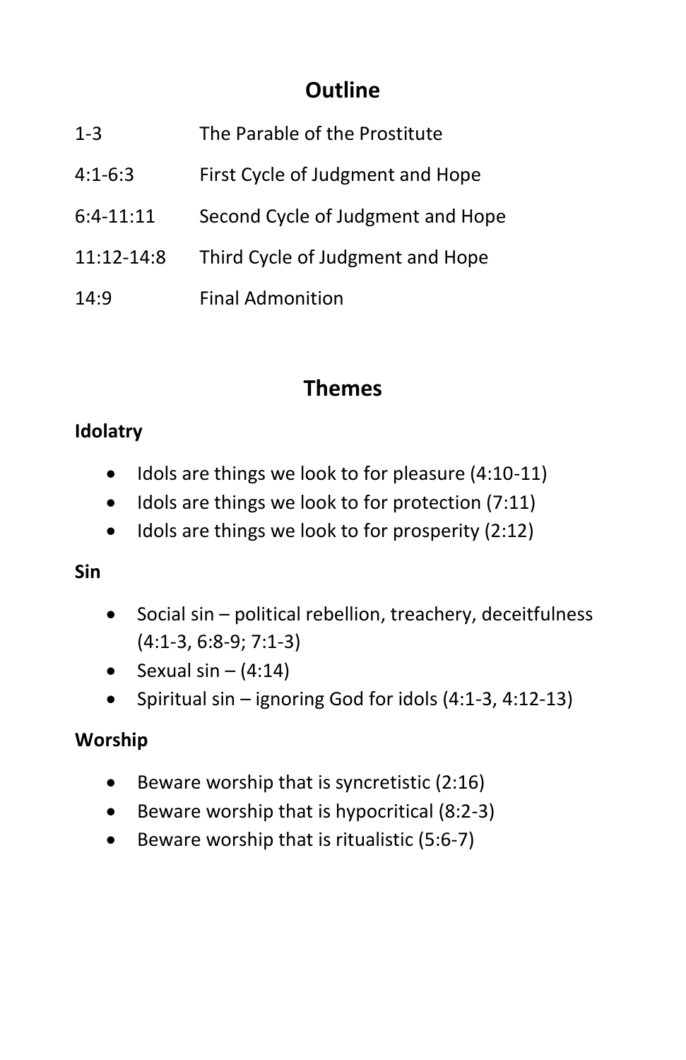## Outline

| | |
|---|---|
| 1-3 | The Parable of the Prostitute |
| 4:1-6:3 | First Cycle of Judgment and Hope |
| 6:4-11:11 | Second Cycle of Judgment and Hope |
| 11:12-14:8 | Third Cycle of Judgment and Hope |
| 14:9 | Final Admonition |

## Themes

**Idolatry**

- Idols are things we look to for pleasure (4:10-11)
- Idols are things we look to for protection (7:11)
- Idols are things we look to for prosperity (2:12)

**Sin**

- Social sin – political rebellion, treachery, deceitfulness (4:1-3, 6:8-9; 7:1-3)
- Sexual sin – (4:14)
- Spiritual sin – ignoring God for idols (4:1-3, 4:12-13)

**Worship**

- Beware worship that is syncretistic (2:16)
- Beware worship that is hypocritical (8:2-3)
- Beware worship that is ritualistic (5:6-7)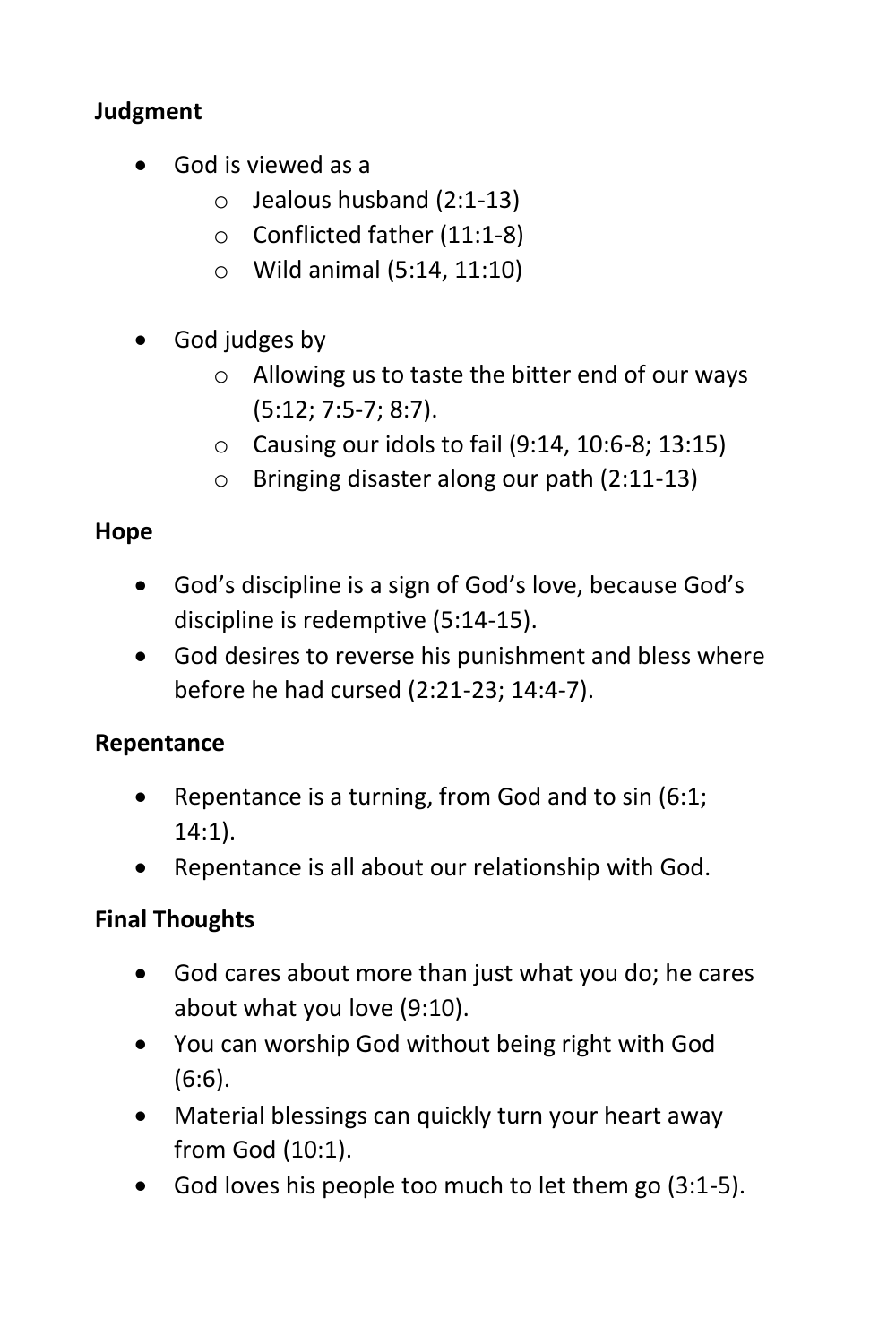**Judgment**

- God is viewed as a
  - Jealous husband (2:1-13)
  - Conflicted father (11:1-8)
  - Wild animal (5:14, 11:10)

- God judges by
  - Allowing us to taste the bitter end of our ways (5:12; 7:5-7; 8:7).
  - Causing our idols to fail (9:14, 10:6-8; 13:15)
  - Bringing disaster along our path (2:11-13)

**Hope**

- God's discipline is a sign of God's love, because God's discipline is redemptive (5:14-15).
- God desires to reverse his punishment and bless where before he had cursed (2:21-23; 14:4-7).

**Repentance**

- Repentance is a turning, from God and to sin (6:1; 14:1).
- Repentance is all about our relationship with God.

**Final Thoughts**

- God cares about more than just what you do; he cares about what you love (9:10).
- You can worship God without being right with God (6:6).
- Material blessings can quickly turn your heart away from God (10:1).
- God loves his people too much to let them go (3:1-5).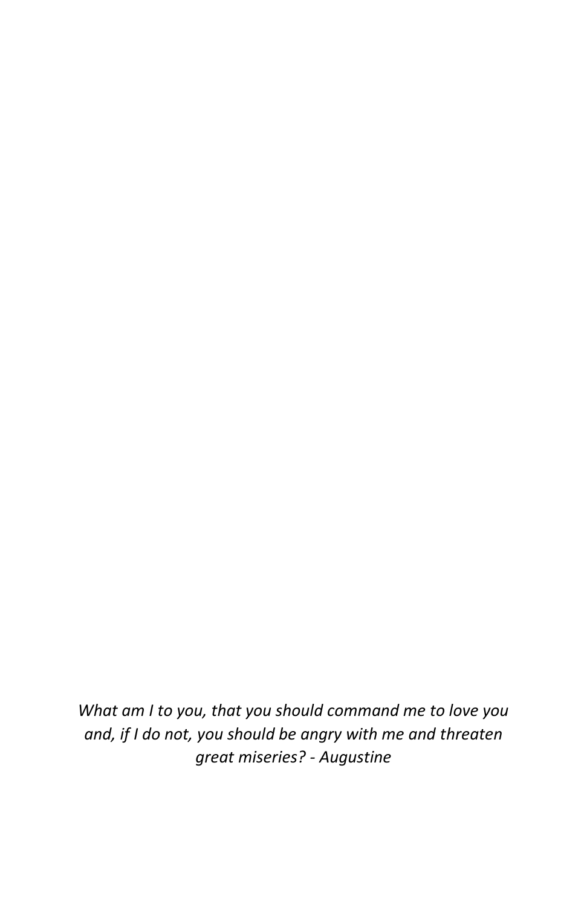*What am I to you, that you should command me to love you and, if I do not, you should be angry with me and threaten great miseries? - Augustine*